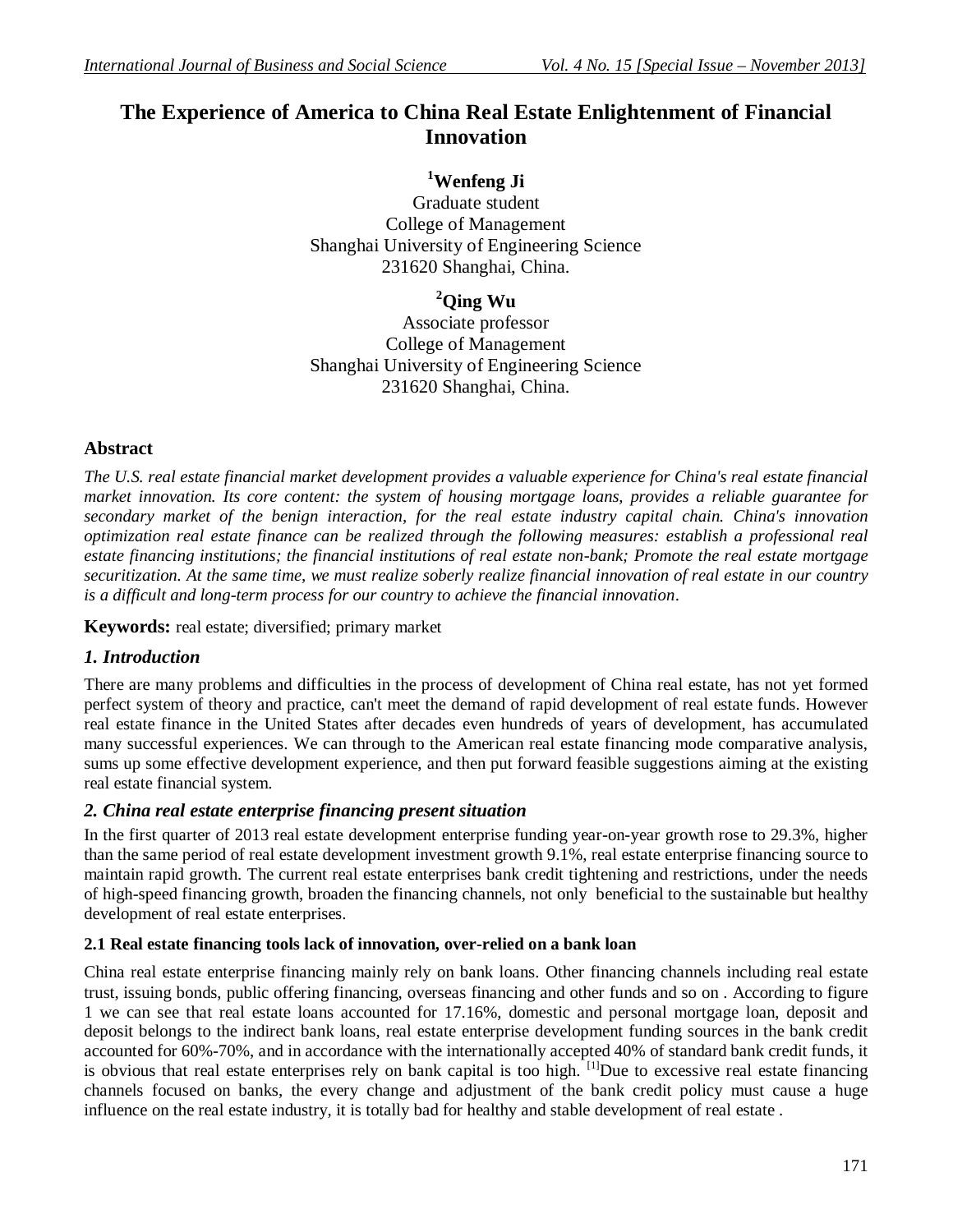# The Experience of America to China Real Estate Enlightenment of Financial Innovation

**[1]Wenfeng Ji**
Graduate student
College of Management
Shanghai University of Engineering Science
231620 Shanghai, China.

**[2]Qing Wu**
Associate professor
College of Management
Shanghai University of Engineering Science
231620 Shanghai, China.

## Abstract

*The U.S. real estate financial market development provides a valuable experience for China's real estate financial market innovation. Its core content: the system of housing mortgage loans, provides a reliable guarantee for secondary market of the benign interaction, for the real estate industry capital chain. China's innovation optimization real estate finance can be realized through the following measures: establish a professional real estate financing institutions; the financial institutions of real estate non-bank; Promote the real estate mortgage securitization. At the same time, we must realize soberly realize financial innovation of real estate in our country is a difficult and long-term process for our country to achieve the financial innovation.*

**Keywords:** real estate; diversified; primary market

## *1. Introduction*

There are many problems and difficulties in the process of development of China real estate, has not yet formed perfect system of theory and practice, can't meet the demand of rapid development of real estate funds. However real estate finance in the United States after decades even hundreds of years of development, has accumulated many successful experiences. We can through to the American real estate financing mode comparative analysis, sums up some effective development experience, and then put forward feasible suggestions aiming at the existing real estate financial system.

## *2. China real estate enterprise financing present situation*

In the first quarter of 2013 real estate development enterprise funding year-on-year growth rose to 29.3%, higher than the same period of real estate development investment growth 9.1%, real estate enterprise financing source to maintain rapid growth. The current real estate enterprises bank credit tightening and restrictions, under the needs of high-speed financing growth, broaden the financing channels, not only beneficial to the sustainable but healthy development of real estate enterprises.

### 2.1 Real estate financing tools lack of innovation, over-relied on a bank loan

China real estate enterprise financing mainly rely on bank loans. Other financing channels including real estate trust, issuing bonds, public offering financing, overseas financing and other funds and so on . According to figure 1 we can see that real estate loans accounted for 17.16%, domestic and personal mortgage loan, deposit and deposit belongs to the indirect bank loans, real estate enterprise development funding sources in the bank credit accounted for 60%-70%, and in accordance with the internationally accepted 40% of standard bank credit funds, it is obvious that real estate enterprises rely on bank capital is too high. [1]Due to excessive real estate financing channels focused on banks, the every change and adjustment of the bank credit policy must cause a huge influence on the real estate industry, it is totally bad for healthy and stable development of real estate .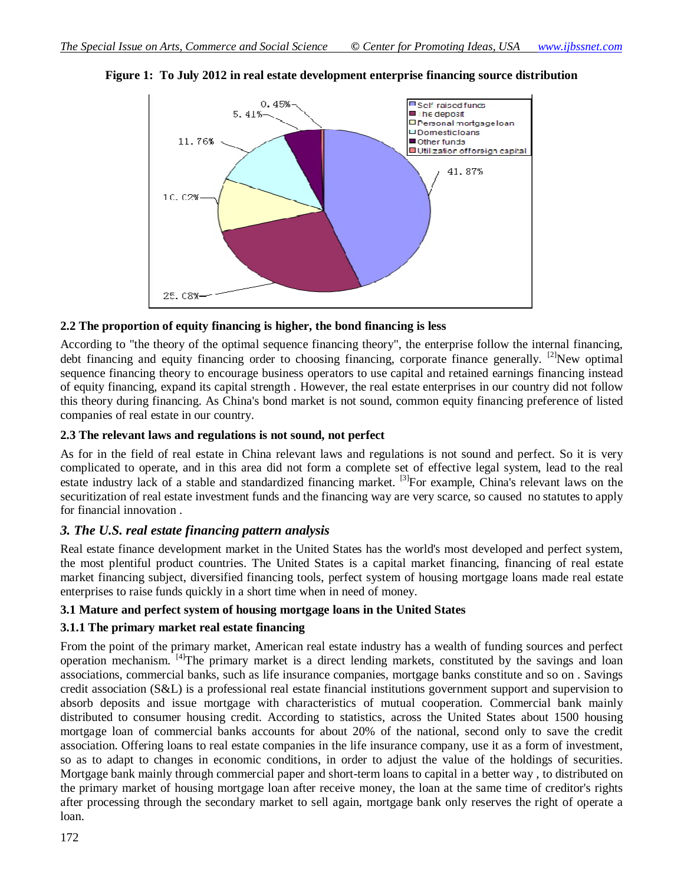**Figure 1: To July 2012 in real estate development enterprise financing source distribution**

#### 2.2 The proportion of equity financing is higher, the bond financing is less

According to "the theory of the optimal sequence financing theory", the enterprise follow the internal financing, debt financing and equity financing order to choosing financing, corporate finance generally. [2]New optimal sequence financing theory to encourage business operators to use capital and retained earnings financing instead of equity financing, expand its capital strength . However, the real estate enterprises in our country did not follow this theory during financing. As China's bond market is not sound, common equity financing preference of listed companies of real estate in our country.

#### 2.3 The relevant laws and regulations is not sound, not perfect

As for in the field of real estate in China relevant laws and regulations is not sound and perfect. So it is very complicated to operate, and in this area did not form a complete set of effective legal system, lead to the real estate industry lack of a stable and standardized financing market. [3]For example, China's relevant laws on the securitization of real estate investment funds and the financing way are very scarce, so caused no statutes to apply for financial innovation .

## *3. The U.S. real estate financing pattern analysis*

Real estate finance development market in the United States has the world's most developed and perfect system, the most plentiful product countries. The United States is a capital market financing, financing of real estate market financing subject, diversified financing tools, perfect system of housing mortgage loans made real estate enterprises to raise funds quickly in a short time when in need of money.

#### 3.1 Mature and perfect system of housing mortgage loans in the United States

#### 3.1.1 The primary market real estate financing

From the point of the primary market, American real estate industry has a wealth of funding sources and perfect operation mechanism. [4]The primary market is a direct lending markets, constituted by the savings and loan associations, commercial banks, such as life insurance companies, mortgage banks constitute and so on . Savings credit association (S&L) is a professional real estate financial institutions government support and supervision to absorb deposits and issue mortgage with characteristics of mutual cooperation. Commercial bank mainly distributed to consumer housing credit. According to statistics, across the United States about 1500 housing mortgage loan of commercial banks accounts for about 20% of the national, second only to save the credit association. Offering loans to real estate companies in the life insurance company, use it as a form of investment, so as to adapt to changes in economic conditions, in order to adjust the value of the holdings of securities. Mortgage bank mainly through commercial paper and short-term loans to capital in a better way , to distributed on the primary market of housing mortgage loan after receive money, the loan at the same time of creditor's rights after processing through the secondary market to sell again, mortgage bank only reserves the right of operate a loan.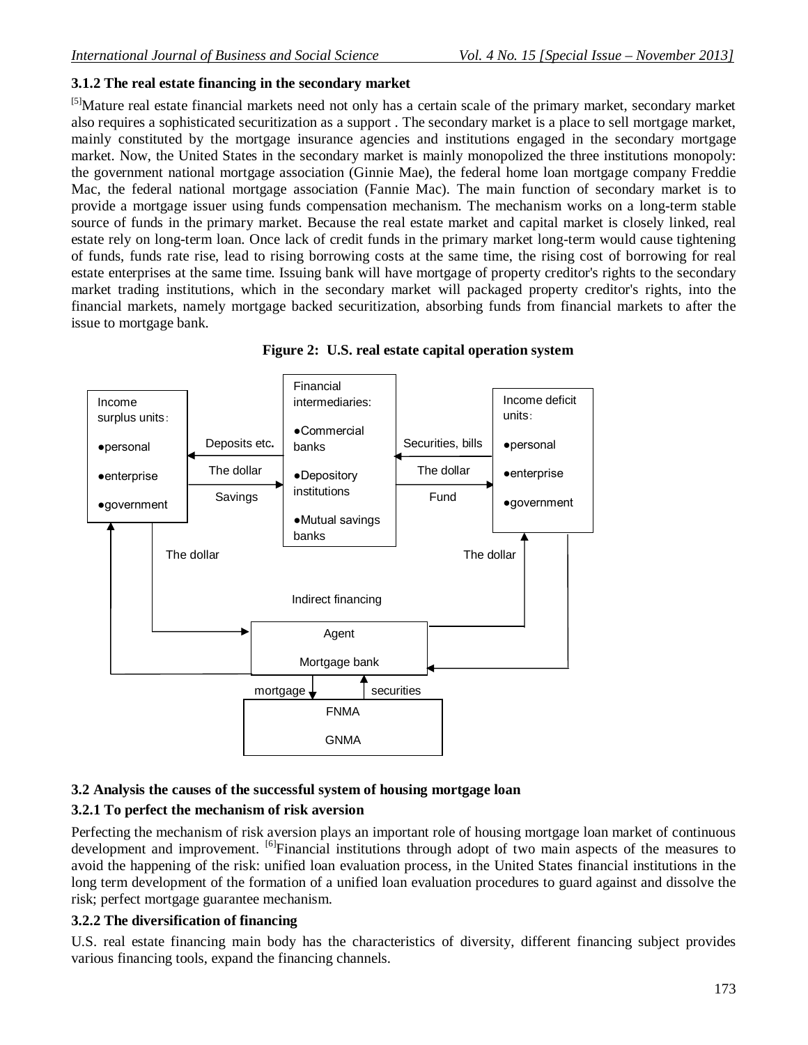### 3.1.2 The real estate financing in the secondary market

[5]Mature real estate financial markets need not only has a certain scale of the primary market, secondary market also requires a sophisticated securitization as a support . The secondary market is a place to sell mortgage market, mainly constituted by the mortgage insurance agencies and institutions engaged in the secondary mortgage market. Now, the United States in the secondary market is mainly monopolized the three institutions monopoly: the government national mortgage association (Ginnie Mae), the federal home loan mortgage company Freddie Mac, the federal national mortgage association (Fannie Mac). The main function of secondary market is to provide a mortgage issuer using funds compensation mechanism. The mechanism works on a long-term stable source of funds in the primary market. Because the real estate market and capital market is closely linked, real estate rely on long-term loan. Once lack of credit funds in the primary market long-term would cause tightening of funds, funds rate rise, lead to rising borrowing costs at the same time, the rising cost of borrowing for real estate enterprises at the same time. Issuing bank will have mortgage of property creditor's rights to the secondary market trading institutions, which in the secondary market will packaged property creditor's rights, into the financial markets, namely mortgage backed securitization, absorbing funds from financial markets to after the issue to mortgage bank.

**Figure 2: U.S. real estate capital operation system**

Income surplus units: ●personal ●enterprise ●government

Deposits etc. / The dollar / Savings

Financial intermediaries: ●Commercial banks ●Depository institutions ●Mutual savings banks

Securities, bills / The dollar / Fund

Income deficit units: ●personal ●enterprise ●government

The dollar — Indirect financing — The dollar

Agent / Mortgage bank

mortgage / securities

FNMA / GNMA

### 3.2 Analysis the causes of the successful system of housing mortgage loan

### 3.2.1 To perfect the mechanism of risk aversion

Perfecting the mechanism of risk aversion plays an important role of housing mortgage loan market of continuous development and improvement. [6]Financial institutions through adopt of two main aspects of the measures to avoid the happening of the risk: unified loan evaluation process, in the United States financial institutions in the long term development of the formation of a unified loan evaluation procedures to guard against and dissolve the risk; perfect mortgage guarantee mechanism.

### 3.2.2 The diversification of financing

U.S. real estate financing main body has the characteristics of diversity, different financing subject provides various financing tools, expand the financing channels.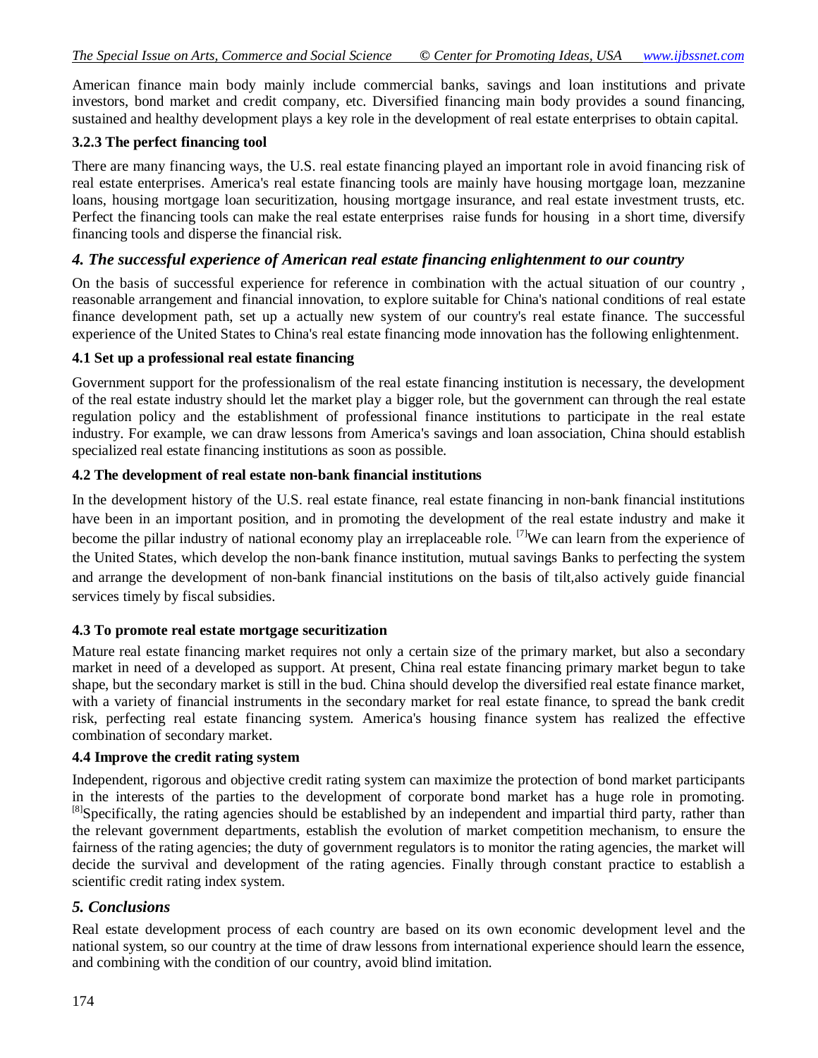American finance main body mainly include commercial banks, savings and loan institutions and private investors, bond market and credit company, etc. Diversified financing main body provides a sound financing, sustained and healthy development plays a key role in the development of real estate enterprises to obtain capital.

### 3.2.3 The perfect financing tool

There are many financing ways, the U.S. real estate financing played an important role in avoid financing risk of real estate enterprises. America's real estate financing tools are mainly have housing mortgage loan, mezzanine loans, housing mortgage loan securitization, housing mortgage insurance, and real estate investment trusts, etc. Perfect the financing tools can make the real estate enterprises raise funds for housing in a short time, diversify financing tools and disperse the financial risk.

## *4. The successful experience of American real estate financing enlightenment to our country*

On the basis of successful experience for reference in combination with the actual situation of our country , reasonable arrangement and financial innovation, to explore suitable for China's national conditions of real estate finance development path, set up a actually new system of our country's real estate finance. The successful experience of the United States to China's real estate financing mode innovation has the following enlightenment.

### 4.1 Set up a professional real estate financing

Government support for the professionalism of the real estate financing institution is necessary, the development of the real estate industry should let the market play a bigger role, but the government can through the real estate regulation policy and the establishment of professional finance institutions to participate in the real estate industry. For example, we can draw lessons from America's savings and loan association, China should establish specialized real estate financing institutions as soon as possible.

### 4.2 The development of real estate non-bank financial institutions

In the development history of the U.S. real estate finance, real estate financing in non-bank financial institutions have been in an important position, and in promoting the development of the real estate industry and make it become the pillar industry of national economy play an irreplaceable role. [7]We can learn from the experience of the United States, which develop the non-bank finance institution, mutual savings Banks to perfecting the system and arrange the development of non-bank financial institutions on the basis of tilt,also actively guide financial services timely by fiscal subsidies.

### 4.3 To promote real estate mortgage securitization

Mature real estate financing market requires not only a certain size of the primary market, but also a secondary market in need of a developed as support. At present, China real estate financing primary market begun to take shape, but the secondary market is still in the bud. China should develop the diversified real estate finance market, with a variety of financial instruments in the secondary market for real estate finance, to spread the bank credit risk, perfecting real estate financing system. America's housing finance system has realized the effective combination of secondary market.

### 4.4 Improve the credit rating system

Independent, rigorous and objective credit rating system can maximize the protection of bond market participants in the interests of the parties to the development of corporate bond market has a huge role in promoting. [8]Specifically, the rating agencies should be established by an independent and impartial third party, rather than the relevant government departments, establish the evolution of market competition mechanism, to ensure the fairness of the rating agencies; the duty of government regulators is to monitor the rating agencies, the market will decide the survival and development of the rating agencies. Finally through constant practice to establish a scientific credit rating index system.

## *5. Conclusions*

Real estate development process of each country are based on its own economic development level and the national system, so our country at the time of draw lessons from international experience should learn the essence, and combining with the condition of our country, avoid blind imitation.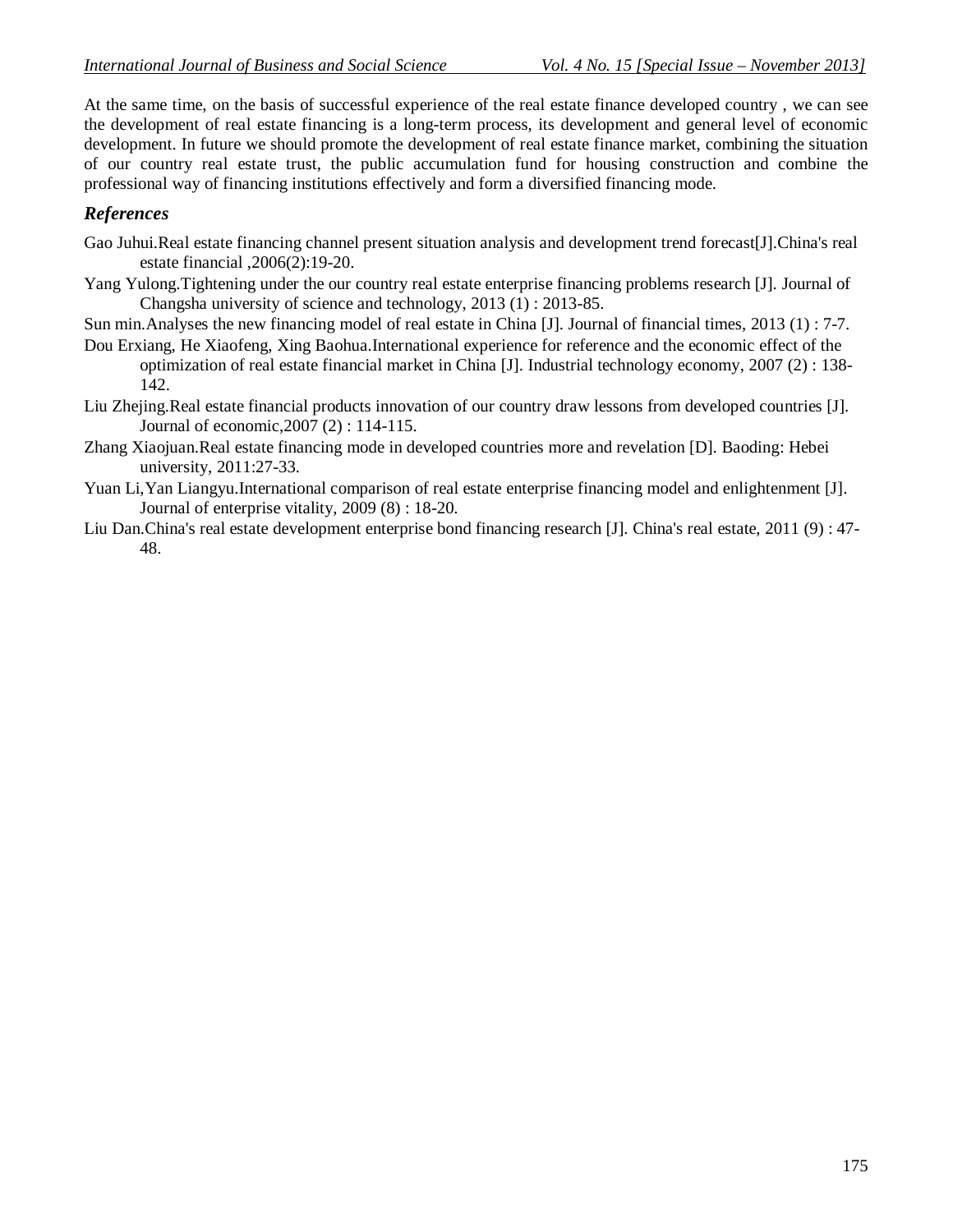At the same time, on the basis of successful experience of the real estate finance developed country , we can see the development of real estate financing is a long-term process, its development and general level of economic development. In future we should promote the development of real estate finance market, combining the situation of our country real estate trust, the public accumulation fund for housing construction and combine the professional way of financing institutions effectively and form a diversified financing mode.

## *References*

Gao Juhui.Real estate financing channel present situation analysis and development trend forecast[J].China's real estate financial ,2006(2):19-20.

Yang Yulong.Tightening under the our country real estate enterprise financing problems research [J]. Journal of Changsha university of science and technology, 2013 (1) : 2013-85.

Sun min.Analyses the new financing model of real estate in China [J]. Journal of financial times, 2013 (1) : 7-7.

Dou Erxiang, He Xiaofeng, Xing Baohua.International experience for reference and the economic effect of the optimization of real estate financial market in China [J]. Industrial technology economy, 2007 (2) : 138-142.

Liu Zhejing.Real estate financial products innovation of our country draw lessons from developed countries [J]. Journal of economic,2007 (2) : 114-115.

Zhang Xiaojuan.Real estate financing mode in developed countries more and revelation [D]. Baoding: Hebei university, 2011:27-33.

Yuan Li,Yan Liangyu.International comparison of real estate enterprise financing model and enlightenment [J]. Journal of enterprise vitality, 2009 (8) : 18-20.

Liu Dan.China's real estate development enterprise bond financing research [J]. China's real estate, 2011 (9) : 47-48.